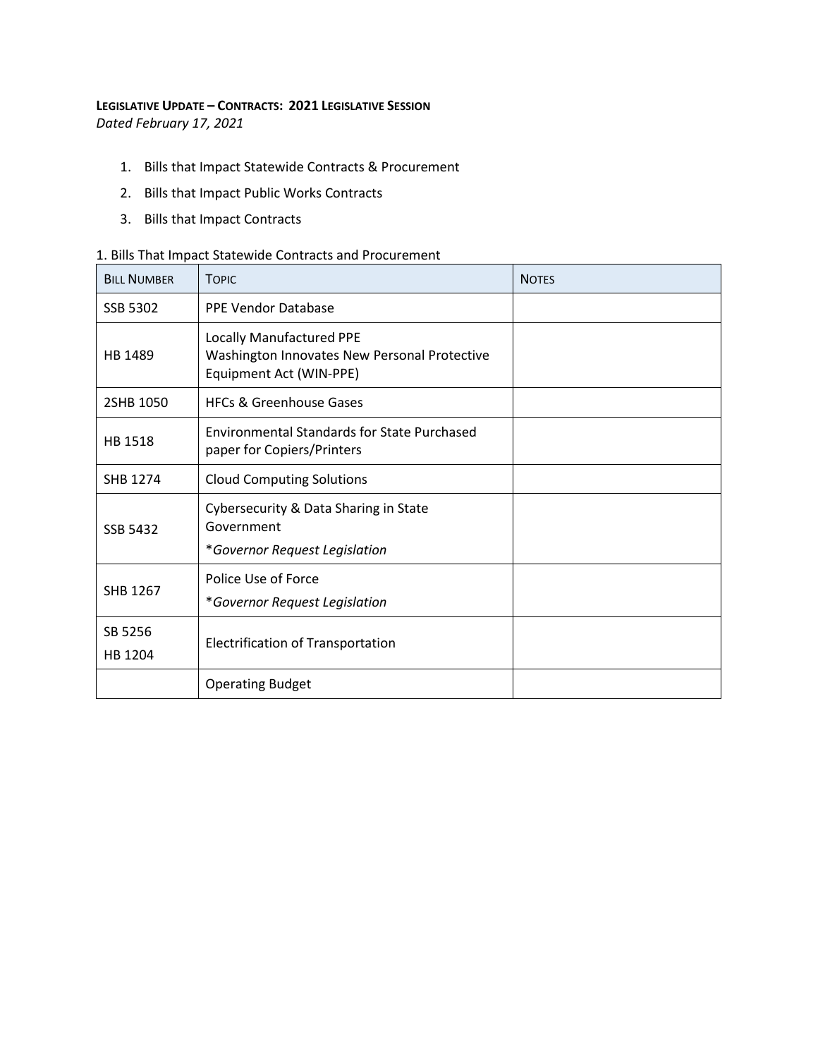**LEGISLATIVE UPDATE – CONTRACTS: 2021 LEGISLATIVE SESSION**

*Dated February 17, 2021*

1. Bills that Impact Statewide Contracts & Procurement
2. Bills that Impact Public Works Contracts
3. Bills that Impact Contracts

1. Bills That Impact Statewide Contracts and Procurement

| BILL NUMBER | TOPIC | NOTES |
|---|---|---|
| SSB 5302 | PPE Vendor Database | |
| HB 1489 | Locally Manufactured PPE<br>Washington Innovates New Personal Protective Equipment Act (WIN-PPE) | |
| 2SHB 1050 | HFCs & Greenhouse Gases | |
| HB 1518 | Environmental Standards for State Purchased paper for Copiers/Printers | |
| SHB 1274 | Cloud Computing Solutions | |
| SSB 5432 | Cybersecurity & Data Sharing in State Government<br>**Governor Request Legislation* | |
| SHB 1267 | Police Use of Force<br>**Governor Request Legislation* | |
| SB 5256<br>HB 1204 | Electrification of Transportation | |
| | Operating Budget | |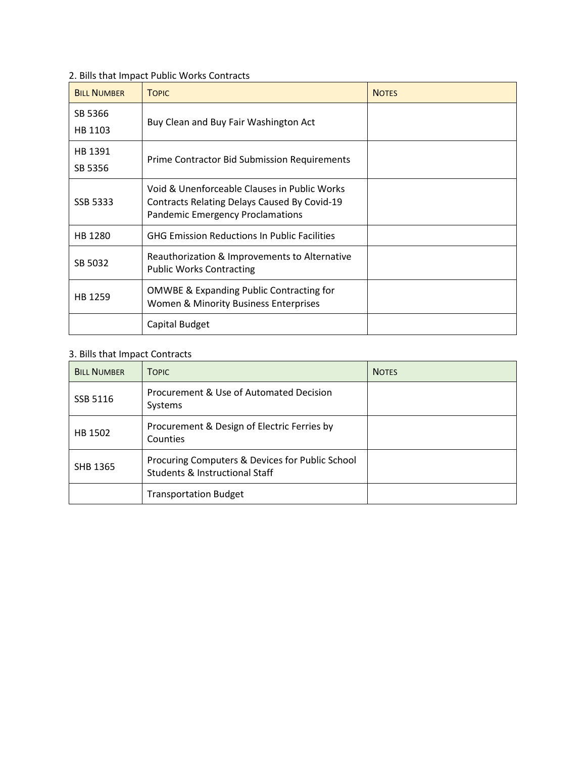2. Bills that Impact Public Works Contracts

| BILL NUMBER | TOPIC | NOTES |
| --- | --- | --- |
| SB 5366<br>HB 1103 | Buy Clean and Buy Fair Washington Act | |
| HB 1391<br>SB 5356 | Prime Contractor Bid Submission Requirements | |
| SSB 5333 | Void & Unenforceable Clauses in Public Works Contracts Relating Delays Caused By Covid-19 Pandemic Emergency Proclamations | |
| HB 1280 | GHG Emission Reductions In Public Facilities | |
| SB 5032 | Reauthorization & Improvements to Alternative Public Works Contracting | |
| HB 1259 | OMWBE & Expanding Public Contracting for Women & Minority Business Enterprises | |
| | Capital Budget | |

3. Bills that Impact Contracts

| BILL NUMBER | TOPIC | NOTES |
| --- | --- | --- |
| SSB 5116 | Procurement & Use of Automated Decision Systems | |
| HB 1502 | Procurement & Design of Electric Ferries by Counties | |
| SHB 1365 | Procuring Computers & Devices for Public School Students & Instructional Staff | |
| | Transportation Budget | |